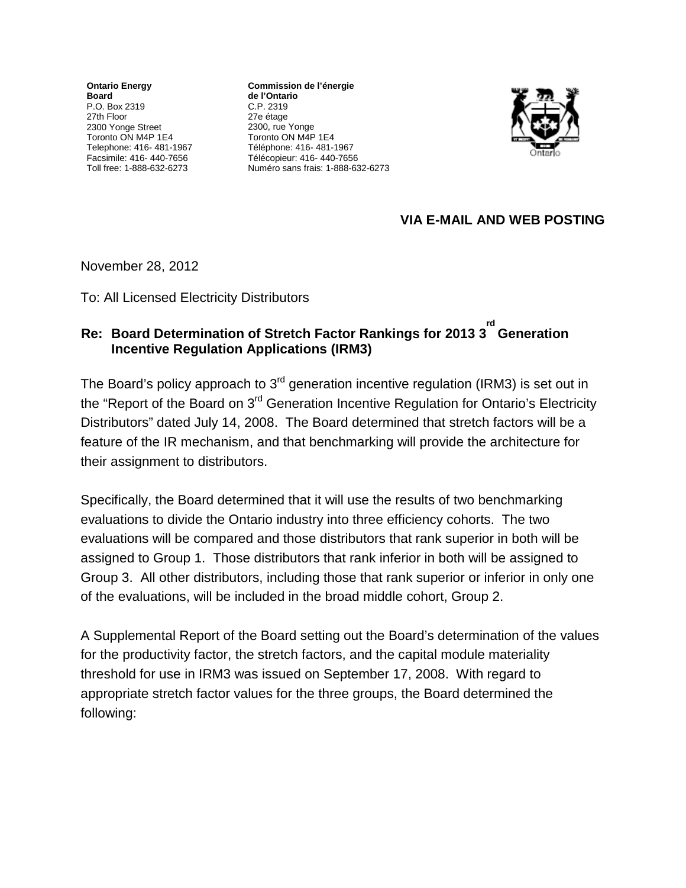**Ontario Energy Board**
P.O. Box 2319
27th Floor
2300 Yonge Street
Toronto ON M4P 1E4
Telephone: 416- 481-1967
Facsimile: 416- 440-7656
Toll free: 1-888-632-6273

**Commission de l'énergie de l'Ontario**
C.P. 2319
27e étage
2300, rue Yonge
Toronto ON M4P 1E4
Téléphone: 416- 481-1967
Télécopieur: 416- 440-7656
Numéro sans frais: 1-888-632-6273

**VIA E-MAIL AND WEB POSTING**

November 28, 2012

To: All Licensed Electricity Distributors

**Re: Board Determination of Stretch Factor Rankings for 2013 3rd Generation Incentive Regulation Applications (IRM3)**

The Board's policy approach to 3rd generation incentive regulation (IRM3) is set out in the "Report of the Board on 3rd Generation Incentive Regulation for Ontario's Electricity Distributors" dated July 14, 2008. The Board determined that stretch factors will be a feature of the IR mechanism, and that benchmarking will provide the architecture for their assignment to distributors.

Specifically, the Board determined that it will use the results of two benchmarking evaluations to divide the Ontario industry into three efficiency cohorts. The two evaluations will be compared and those distributors that rank superior in both will be assigned to Group 1. Those distributors that rank inferior in both will be assigned to Group 3. All other distributors, including those that rank superior or inferior in only one of the evaluations, will be included in the broad middle cohort, Group 2.

A Supplemental Report of the Board setting out the Board's determination of the values for the productivity factor, the stretch factors, and the capital module materiality threshold for use in IRM3 was issued on September 17, 2008. With regard to appropriate stretch factor values for the three groups, the Board determined the following: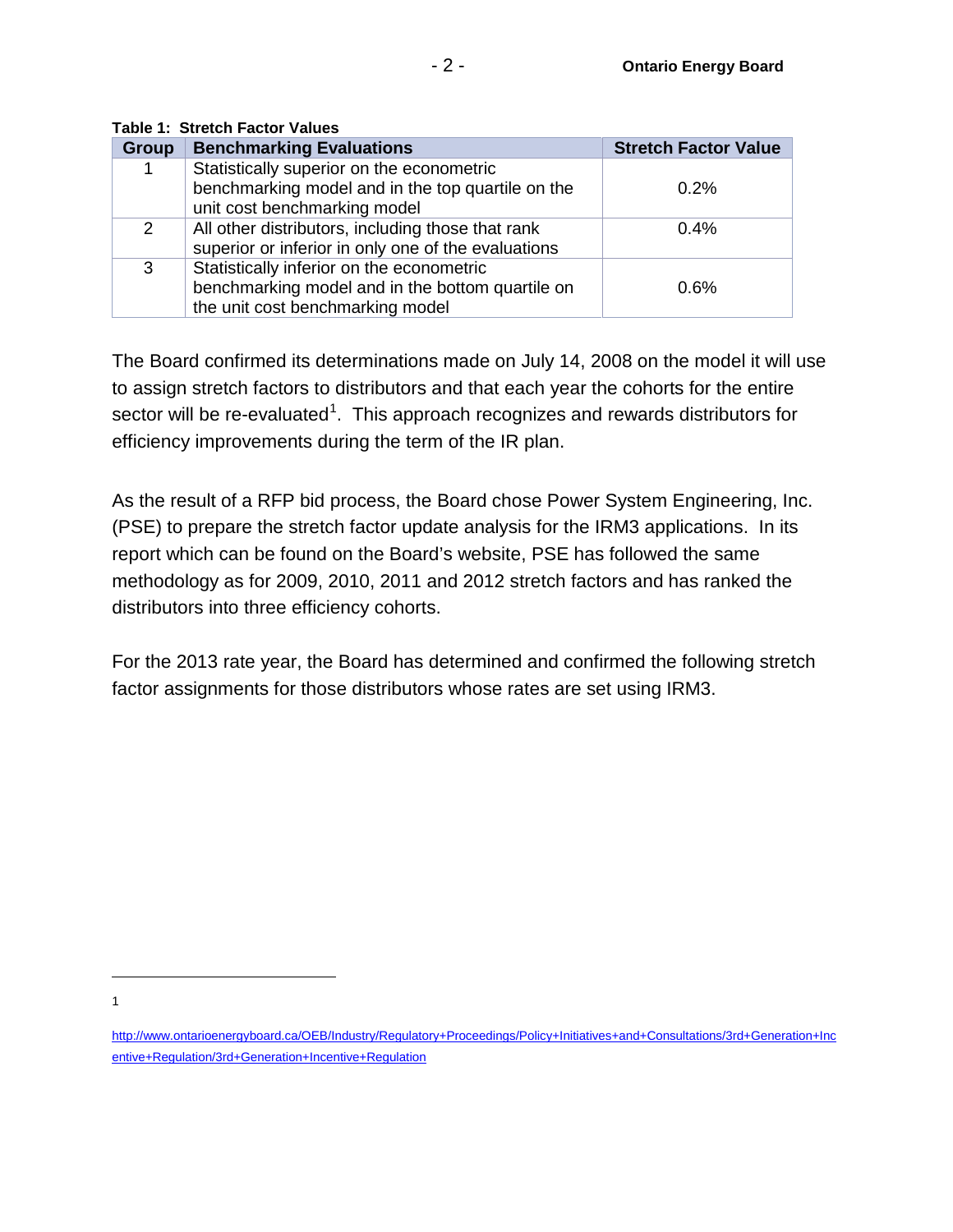**Table 1: Stretch Factor Values**

| Group | Benchmarking Evaluations | Stretch Factor Value |
|---|---|---|
| 1 | Statistically superior on the econometric benchmarking model and in the top quartile on the unit cost benchmarking model | 0.2% |
| 2 | All other distributors, including those that rank superior or inferior in only one of the evaluations | 0.4% |
| 3 | Statistically inferior on the econometric benchmarking model and in the bottom quartile on the unit cost benchmarking model | 0.6% |

The Board confirmed its determinations made on July 14, 2008 on the model it will use to assign stretch factors to distributors and that each year the cohorts for the entire sector will be re-evaluated[1]. This approach recognizes and rewards distributors for efficiency improvements during the term of the IR plan.

As the result of a RFP bid process, the Board chose Power System Engineering, Inc. (PSE) to prepare the stretch factor update analysis for the IRM3 applications. In its report which can be found on the Board's website, PSE has followed the same methodology as for 2009, 2010, 2011 and 2012 stretch factors and has ranked the distributors into three efficiency cohorts.

For the 2013 rate year, the Board has determined and confirmed the following stretch factor assignments for those distributors whose rates are set using IRM3.

---

1 http://www.ontarioenergyboard.ca/OEB/Industry/Regulatory+Proceedings/Policy+Initiatives+and+Consultations/3rd+Generation+Incentive+Regulation/3rd+Generation+Incentive+Regulation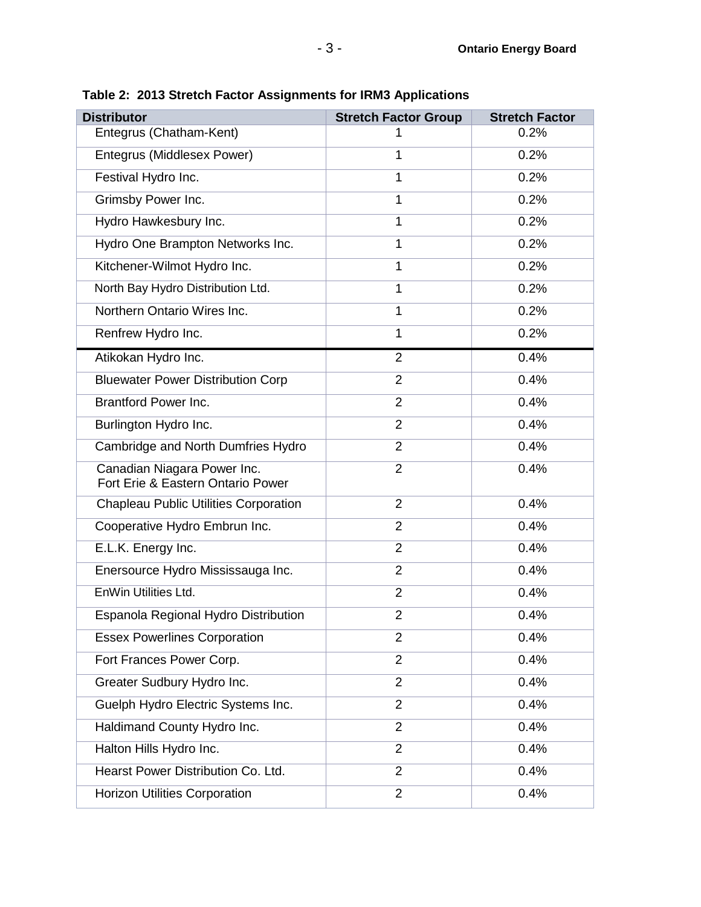**Table 2: 2013 Stretch Factor Assignments for IRM3 Applications**

| Distributor | Stretch Factor Group | Stretch Factor |
|---|---|---|
| Entegrus (Chatham-Kent) | 1 | 0.2% |
| Entegrus (Middlesex Power) | 1 | 0.2% |
| Festival Hydro Inc. | 1 | 0.2% |
| Grimsby Power Inc. | 1 | 0.2% |
| Hydro Hawkesbury Inc. | 1 | 0.2% |
| Hydro One Brampton Networks Inc. | 1 | 0.2% |
| Kitchener-Wilmot Hydro Inc. | 1 | 0.2% |
| North Bay Hydro Distribution Ltd. | 1 | 0.2% |
| Northern Ontario Wires Inc. | 1 | 0.2% |
| Renfrew Hydro Inc. | 1 | 0.2% |
| Atikokan Hydro Inc. | 2 | 0.4% |
| Bluewater Power Distribution Corp | 2 | 0.4% |
| Brantford Power Inc. | 2 | 0.4% |
| Burlington Hydro Inc. | 2 | 0.4% |
| Cambridge and North Dumfries Hydro | 2 | 0.4% |
| Canadian Niagara Power Inc. Fort Erie & Eastern Ontario Power | 2 | 0.4% |
| Chapleau Public Utilities Corporation | 2 | 0.4% |
| Cooperative Hydro Embrun Inc. | 2 | 0.4% |
| E.L.K. Energy Inc. | 2 | 0.4% |
| Enersource Hydro Mississauga Inc. | 2 | 0.4% |
| EnWin Utilities Ltd. | 2 | 0.4% |
| Espanola Regional Hydro Distribution | 2 | 0.4% |
| Essex Powerlines Corporation | 2 | 0.4% |
| Fort Frances Power Corp. | 2 | 0.4% |
| Greater Sudbury Hydro Inc. | 2 | 0.4% |
| Guelph Hydro Electric Systems Inc. | 2 | 0.4% |
| Haldimand County Hydro Inc. | 2 | 0.4% |
| Halton Hills Hydro Inc. | 2 | 0.4% |
| Hearst Power Distribution Co. Ltd. | 2 | 0.4% |
| Horizon Utilities Corporation | 2 | 0.4% |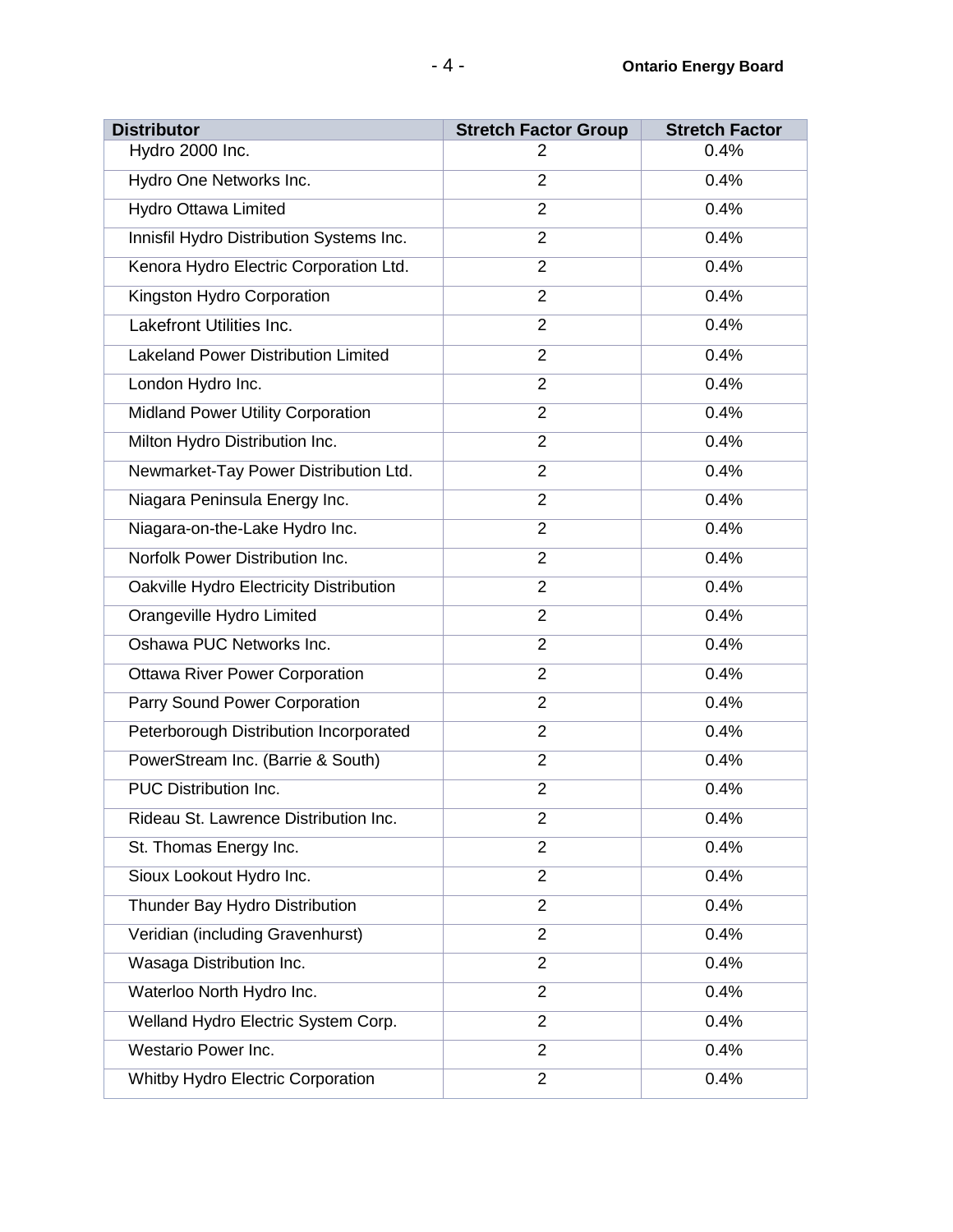| Distributor | Stretch Factor Group | Stretch Factor |
| --- | --- | --- |
| Hydro 2000 Inc. | 2 | 0.4% |
| Hydro One Networks Inc. | 2 | 0.4% |
| Hydro Ottawa Limited | 2 | 0.4% |
| Innisfil Hydro Distribution Systems Inc. | 2 | 0.4% |
| Kenora Hydro Electric Corporation Ltd. | 2 | 0.4% |
| Kingston Hydro Corporation | 2 | 0.4% |
| Lakefront Utilities Inc. | 2 | 0.4% |
| Lakeland Power Distribution Limited | 2 | 0.4% |
| London Hydro Inc. | 2 | 0.4% |
| Midland Power Utility Corporation | 2 | 0.4% |
| Milton Hydro Distribution Inc. | 2 | 0.4% |
| Newmarket-Tay Power Distribution Ltd. | 2 | 0.4% |
| Niagara Peninsula Energy Inc. | 2 | 0.4% |
| Niagara-on-the-Lake Hydro Inc. | 2 | 0.4% |
| Norfolk Power Distribution Inc. | 2 | 0.4% |
| Oakville Hydro Electricity Distribution | 2 | 0.4% |
| Orangeville Hydro Limited | 2 | 0.4% |
| Oshawa PUC Networks Inc. | 2 | 0.4% |
| Ottawa River Power Corporation | 2 | 0.4% |
| Parry Sound Power Corporation | 2 | 0.4% |
| Peterborough Distribution Incorporated | 2 | 0.4% |
| PowerStream Inc. (Barrie & South) | 2 | 0.4% |
| PUC Distribution Inc. | 2 | 0.4% |
| Rideau St. Lawrence Distribution Inc. | 2 | 0.4% |
| St. Thomas Energy Inc. | 2 | 0.4% |
| Sioux Lookout Hydro Inc. | 2 | 0.4% |
| Thunder Bay Hydro Distribution | 2 | 0.4% |
| Veridian (including Gravenhurst) | 2 | 0.4% |
| Wasaga Distribution Inc. | 2 | 0.4% |
| Waterloo North Hydro Inc. | 2 | 0.4% |
| Welland Hydro Electric System Corp. | 2 | 0.4% |
| Westario Power Inc. | 2 | 0.4% |
| Whitby Hydro Electric Corporation | 2 | 0.4% |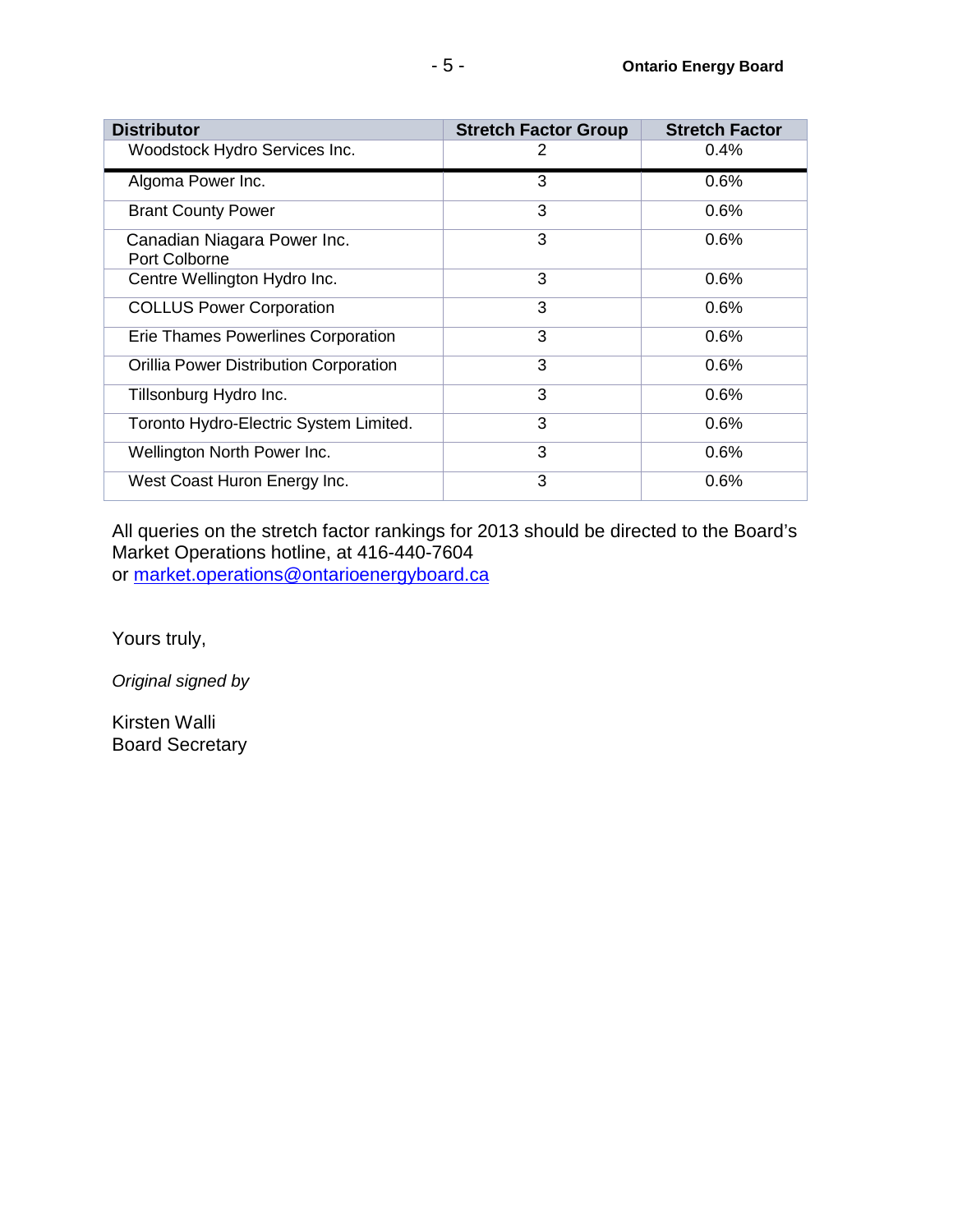| Distributor | Stretch Factor Group | Stretch Factor |
| --- | --- | --- |
| Woodstock Hydro Services Inc. | 2 | 0.4% |
| Algoma Power Inc. | 3 | 0.6% |
| Brant County Power | 3 | 0.6% |
| Canadian Niagara Power Inc. Port Colborne | 3 | 0.6% |
| Centre Wellington Hydro Inc. | 3 | 0.6% |
| COLLUS Power Corporation | 3 | 0.6% |
| Erie Thames Powerlines Corporation | 3 | 0.6% |
| Orillia Power Distribution Corporation | 3 | 0.6% |
| Tillsonburg Hydro Inc. | 3 | 0.6% |
| Toronto Hydro-Electric System Limited. | 3 | 0.6% |
| Wellington North Power Inc. | 3 | 0.6% |
| West Coast Huron Energy Inc. | 3 | 0.6% |

All queries on the stretch factor rankings for 2013 should be directed to the Board's Market Operations hotline, at 416-440-7604 or market.operations@ontarioenergyboard.ca

Yours truly,

*Original signed by*

Kirsten Walli
Board Secretary